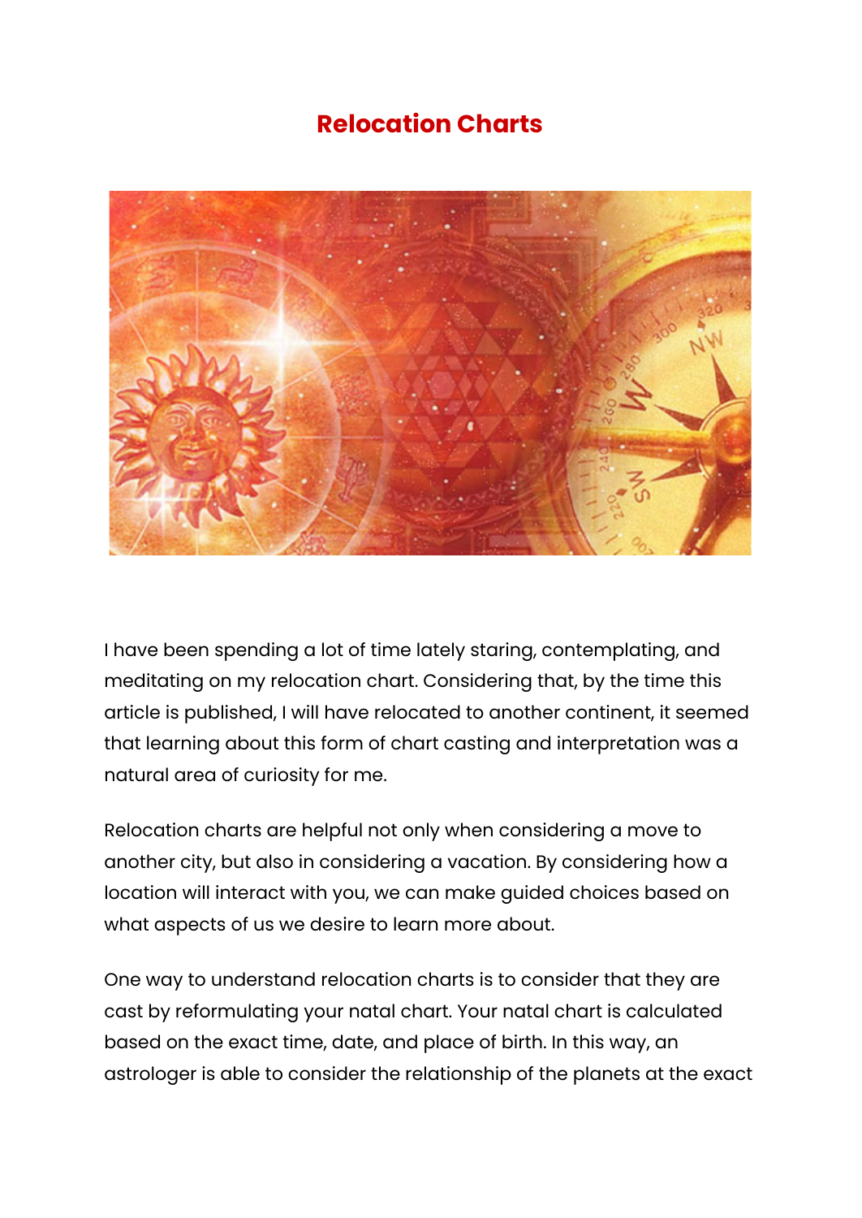# Relocation Charts

I have been spending a lot of time lately staring, contemplating, and meditating on my relocation chart. Considering that, by the time this article is published, I will have relocated to another continent, it seemed that learning about this form of chart casting and interpretation was a natural area of curiosity for me.

Relocation charts are helpful not only when considering a move to another city, but also in considering a vacation. By considering how a location will interact with you, we can make guided choices based on what aspects of us we desire to learn more about.

One way to understand relocation charts is to consider that they are cast by reformulating your natal chart. Your natal chart is calculated based on the exact time, date, and place of birth. In this way, an astrologer is able to consider the relationship of the planets at the exact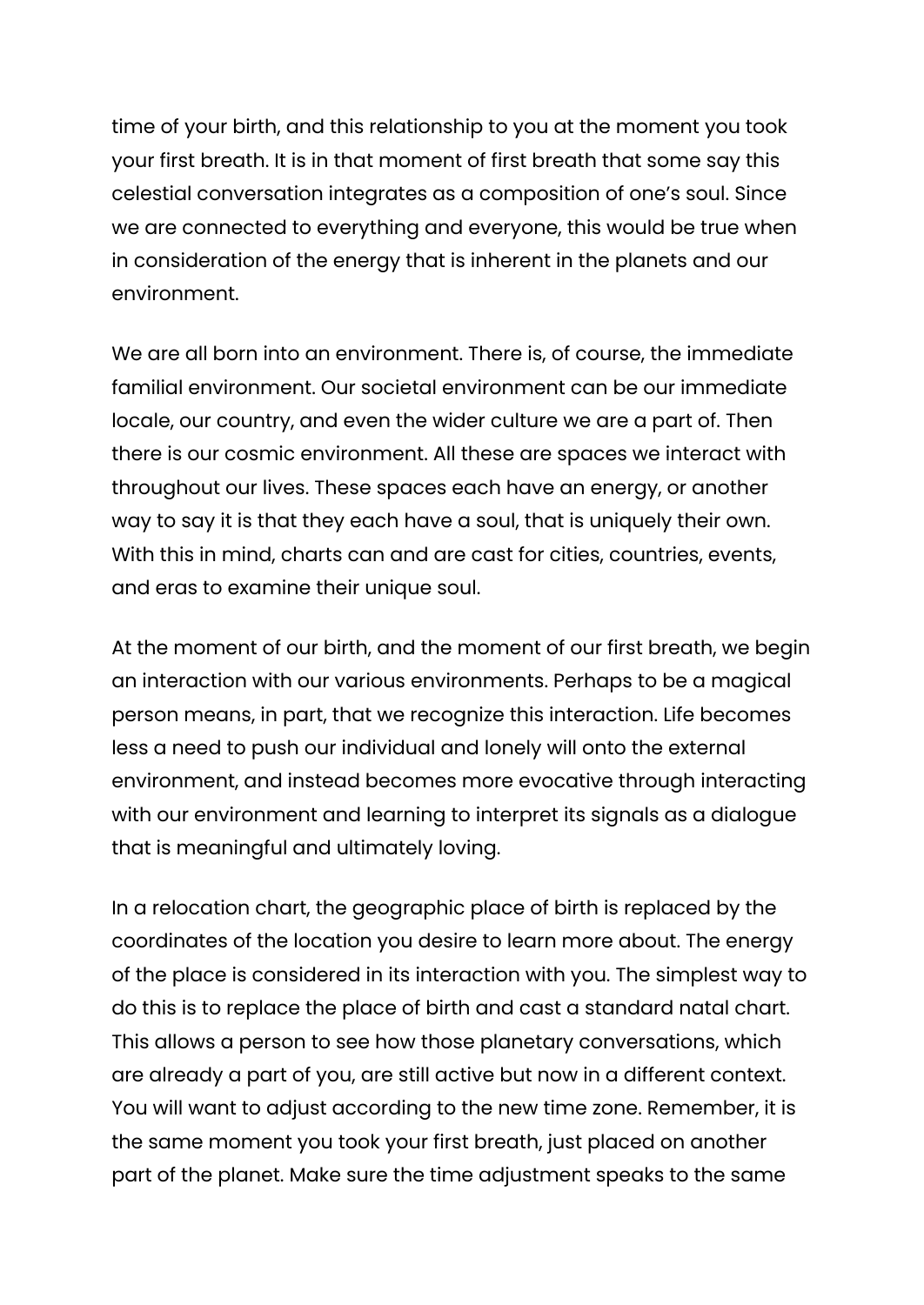time of your birth, and this relationship to you at the moment you took your first breath. It is in that moment of first breath that some say this celestial conversation integrates as a composition of one's soul. Since we are connected to everything and everyone, this would be true when in consideration of the energy that is inherent in the planets and our environment.

We are all born into an environment. There is, of course, the immediate familial environment. Our societal environment can be our immediate locale, our country, and even the wider culture we are a part of. Then there is our cosmic environment. All these are spaces we interact with throughout our lives. These spaces each have an energy, or another way to say it is that they each have a soul, that is uniquely their own. With this in mind, charts can and are cast for cities, countries, events, and eras to examine their unique soul.

At the moment of our birth, and the moment of our first breath, we begin an interaction with our various environments. Perhaps to be a magical person means, in part, that we recognize this interaction. Life becomes less a need to push our individual and lonely will onto the external environment, and instead becomes more evocative through interacting with our environment and learning to interpret its signals as a dialogue that is meaningful and ultimately loving.

In a relocation chart, the geographic place of birth is replaced by the coordinates of the location you desire to learn more about. The energy of the place is considered in its interaction with you. The simplest way to do this is to replace the place of birth and cast a standard natal chart. This allows a person to see how those planetary conversations, which are already a part of you, are still active but now in a different context. You will want to adjust according to the new time zone. Remember, it is the same moment you took your first breath, just placed on another part of the planet. Make sure the time adjustment speaks to the same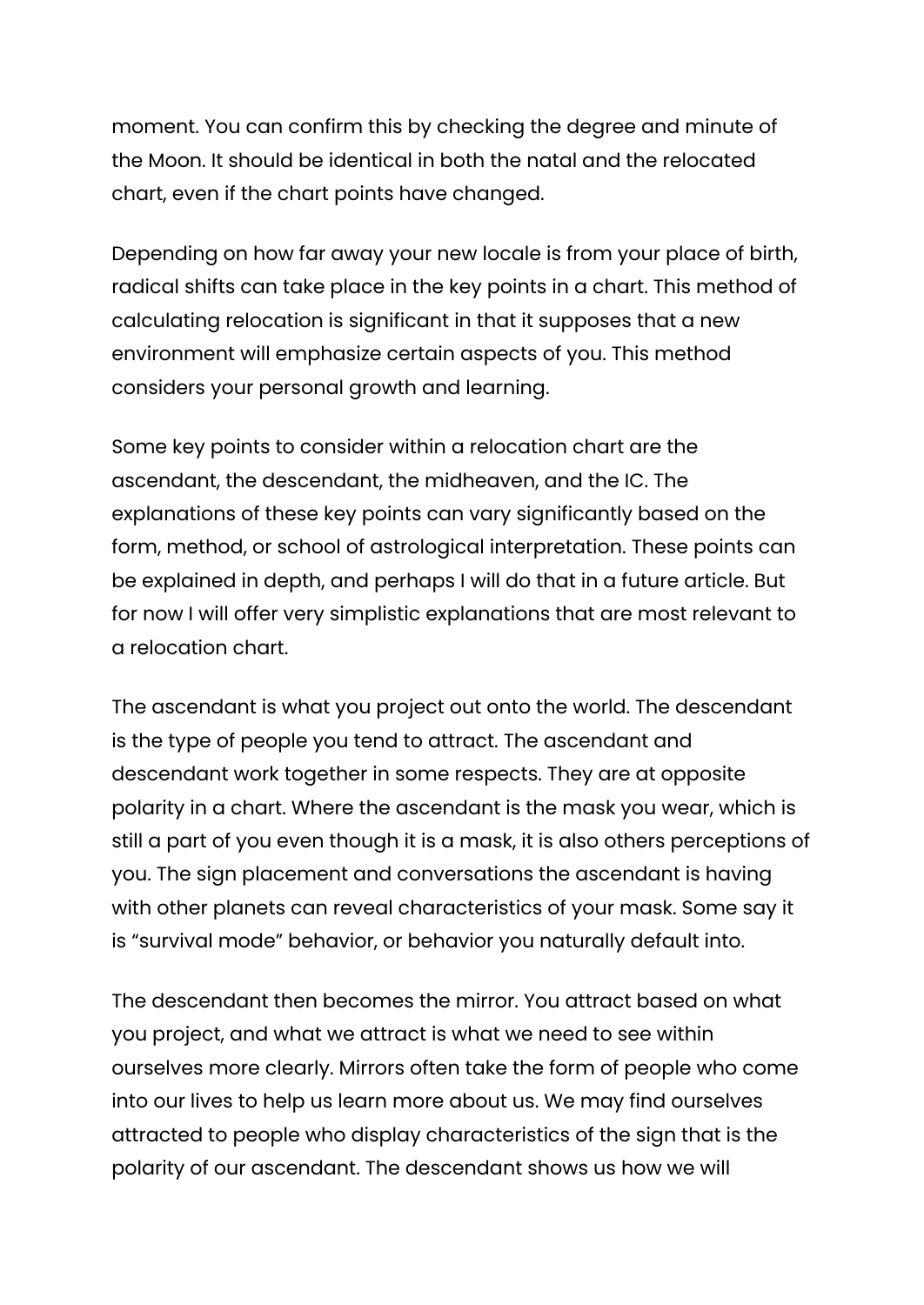moment. You can confirm this by checking the degree and minute of the Moon. It should be identical in both the natal and the relocated chart, even if the chart points have changed.

Depending on how far away your new locale is from your place of birth, radical shifts can take place in the key points in a chart. This method of calculating relocation is significant in that it supposes that a new environment will emphasize certain aspects of you. This method considers your personal growth and learning.

Some key points to consider within a relocation chart are the ascendant, the descendant, the midheaven, and the IC. The explanations of these key points can vary significantly based on the form, method, or school of astrological interpretation. These points can be explained in depth, and perhaps I will do that in a future article. But for now I will offer very simplistic explanations that are most relevant to a relocation chart.

The ascendant is what you project out onto the world. The descendant is the type of people you tend to attract. The ascendant and descendant work together in some respects. They are at opposite polarity in a chart. Where the ascendant is the mask you wear, which is still a part of you even though it is a mask, it is also others perceptions of you. The sign placement and conversations the ascendant is having with other planets can reveal characteristics of your mask. Some say it is "survival mode" behavior, or behavior you naturally default into.

The descendant then becomes the mirror. You attract based on what you project, and what we attract is what we need to see within ourselves more clearly. Mirrors often take the form of people who come into our lives to help us learn more about us. We may find ourselves attracted to people who display characteristics of the sign that is the polarity of our ascendant. The descendant shows us how we will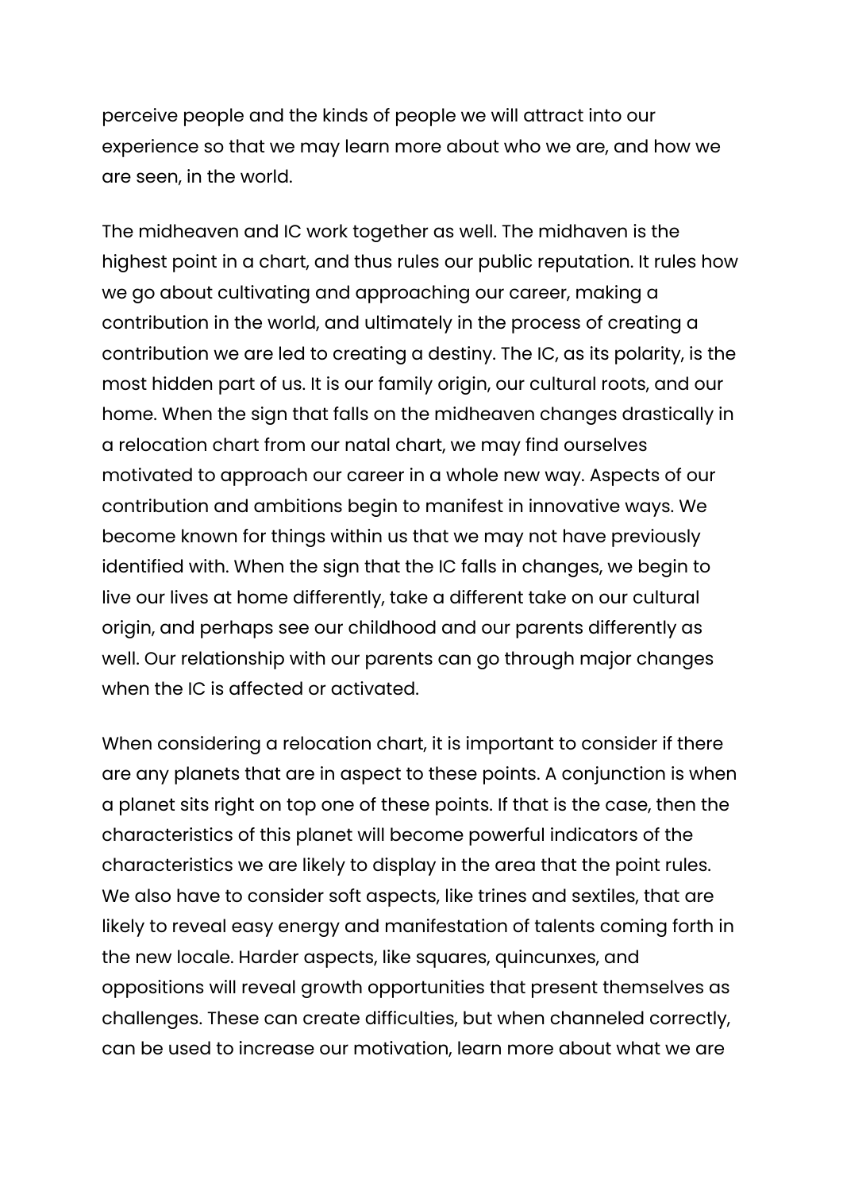perceive people and the kinds of people we will attract into our experience so that we may learn more about who we are, and how we are seen, in the world.

The midheaven and IC work together as well. The midhaven is the highest point in a chart, and thus rules our public reputation. It rules how we go about cultivating and approaching our career, making a contribution in the world, and ultimately in the process of creating a contribution we are led to creating a destiny. The IC, as its polarity, is the most hidden part of us. It is our family origin, our cultural roots, and our home. When the sign that falls on the midheaven changes drastically in a relocation chart from our natal chart, we may find ourselves motivated to approach our career in a whole new way. Aspects of our contribution and ambitions begin to manifest in innovative ways. We become known for things within us that we may not have previously identified with. When the sign that the IC falls in changes, we begin to live our lives at home differently, take a different take on our cultural origin, and perhaps see our childhood and our parents differently as well. Our relationship with our parents can go through major changes when the IC is affected or activated.

When considering a relocation chart, it is important to consider if there are any planets that are in aspect to these points. A conjunction is when a planet sits right on top one of these points. If that is the case, then the characteristics of this planet will become powerful indicators of the characteristics we are likely to display in the area that the point rules. We also have to consider soft aspects, like trines and sextiles, that are likely to reveal easy energy and manifestation of talents coming forth in the new locale. Harder aspects, like squares, quincunxes, and oppositions will reveal growth opportunities that present themselves as challenges. These can create difficulties, but when channeled correctly, can be used to increase our motivation, learn more about what we are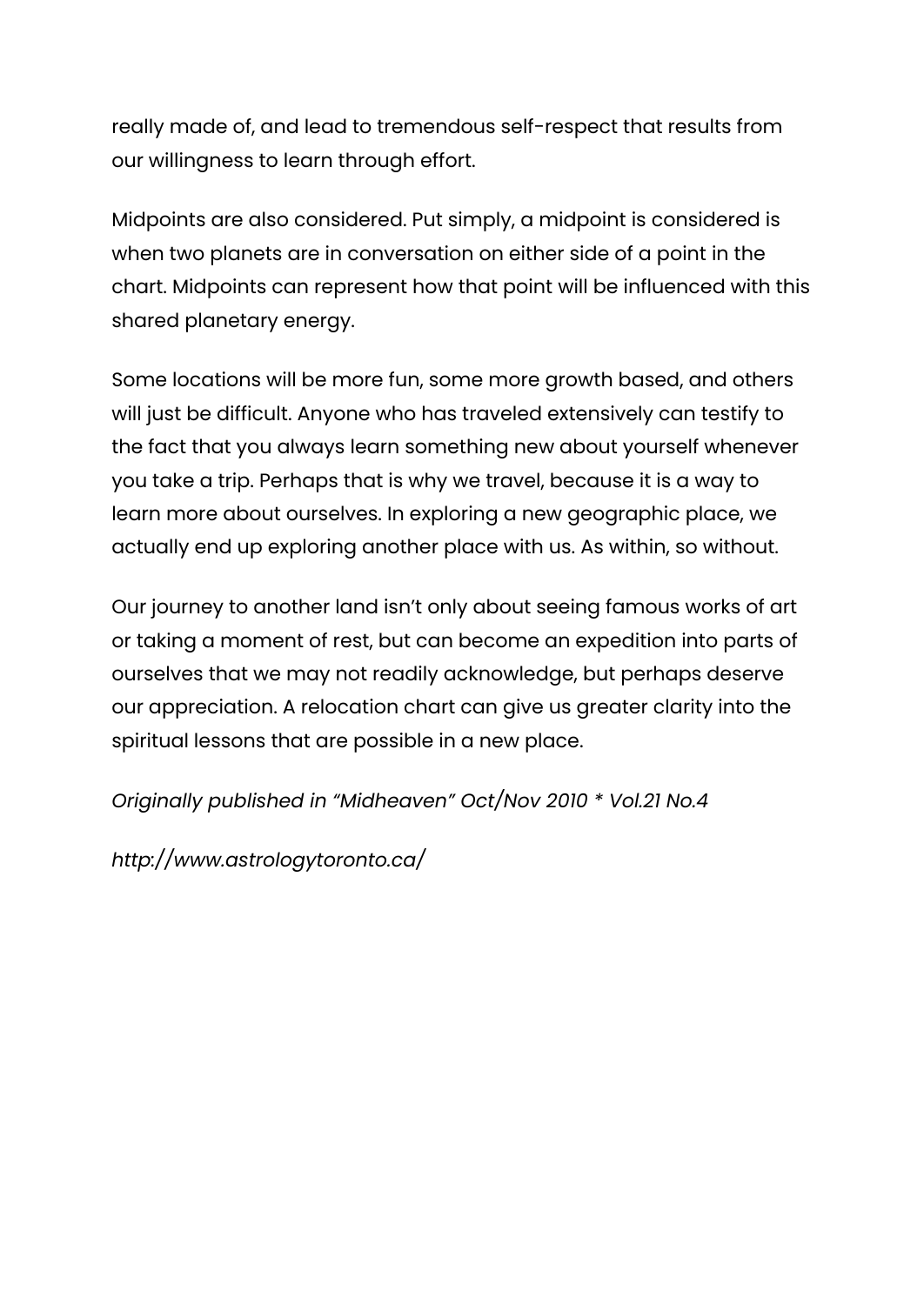really made of, and lead to tremendous self-respect that results from our willingness to learn through effort.

Midpoints are also considered. Put simply, a midpoint is considered is when two planets are in conversation on either side of a point in the chart. Midpoints can represent how that point will be influenced with this shared planetary energy.

Some locations will be more fun, some more growth based, and others will just be difficult. Anyone who has traveled extensively can testify to the fact that you always learn something new about yourself whenever you take a trip. Perhaps that is why we travel, because it is a way to learn more about ourselves. In exploring a new geographic place, we actually end up exploring another place with us. As within, so without.

Our journey to another land isn't only about seeing famous works of art or taking a moment of rest, but can become an expedition into parts of ourselves that we may not readily acknowledge, but perhaps deserve our appreciation. A relocation chart can give us greater clarity into the spiritual lessons that are possible in a new place.

*Originally published in "Midheaven" Oct/Nov 2010 * Vol.21 No.4*

*http://www.astrologytoronto.ca/*